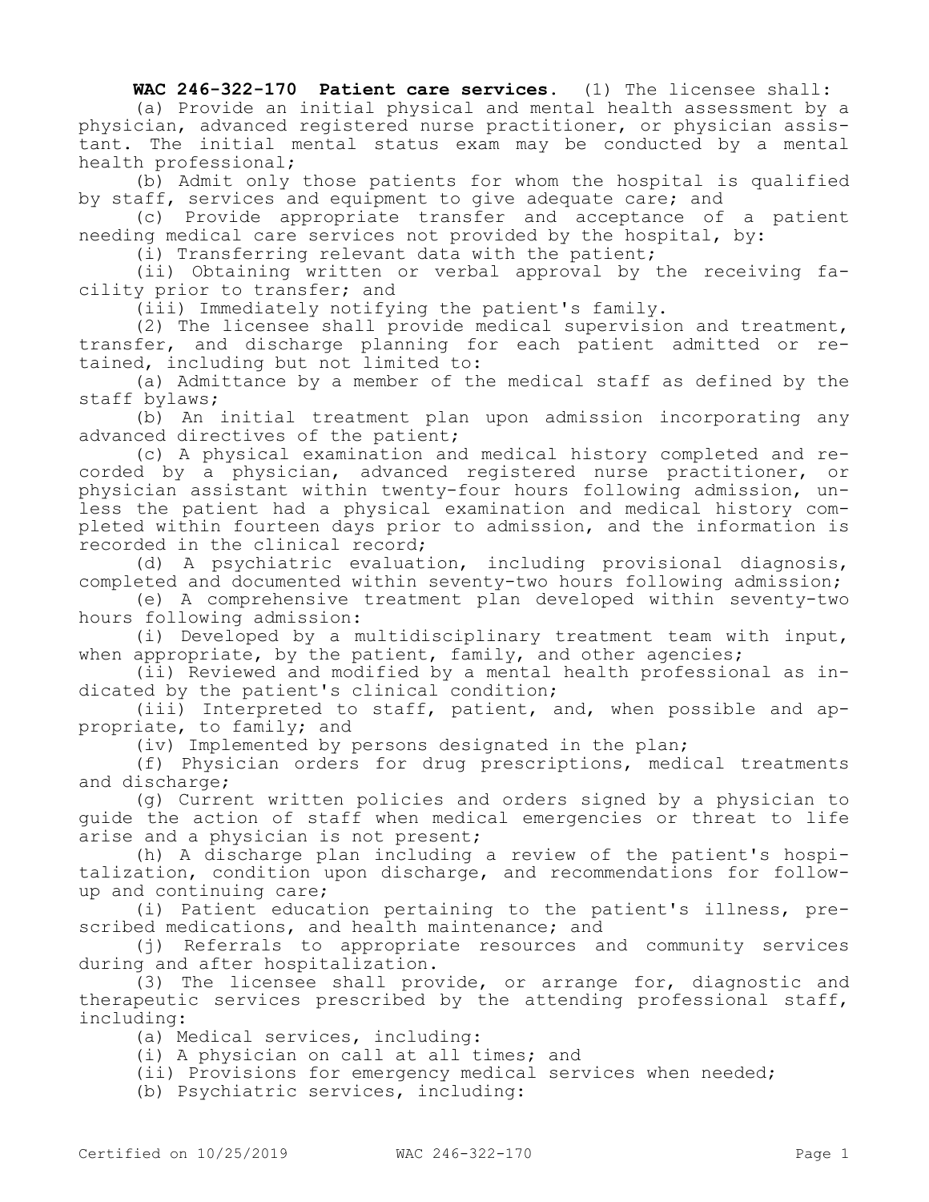**WAC 246-322-170 Patient care services.** (1) The licensee shall:

(a) Provide an initial physical and mental health assessment by a physician, advanced registered nurse practitioner, or physician assistant. The initial mental status exam may be conducted by a mental health professional;

(b) Admit only those patients for whom the hospital is qualified by staff, services and equipment to give adequate care; and

(c) Provide appropriate transfer and acceptance of a patient needing medical care services not provided by the hospital, by:

(i) Transferring relevant data with the patient;

(ii) Obtaining written or verbal approval by the receiving facility prior to transfer; and

(iii) Immediately notifying the patient's family.

(2) The licensee shall provide medical supervision and treatment, transfer, and discharge planning for each patient admitted or retained, including but not limited to:

(a) Admittance by a member of the medical staff as defined by the staff bylaws;

(b) An initial treatment plan upon admission incorporating any advanced directives of the patient;

(c) A physical examination and medical history completed and recorded by a physician, advanced registered nurse practitioner, or physician assistant within twenty-four hours following admission, unless the patient had a physical examination and medical history completed within fourteen days prior to admission, and the information is recorded in the clinical record;

(d) A psychiatric evaluation, including provisional diagnosis, completed and documented within seventy-two hours following admission;

(e) A comprehensive treatment plan developed within seventy-two hours following admission:

(i) Developed by a multidisciplinary treatment team with input, when appropriate, by the patient, family, and other agencies;

(ii) Reviewed and modified by a mental health professional as indicated by the patient's clinical condition;

(iii) Interpreted to staff, patient, and, when possible and appropriate, to family; and

(iv) Implemented by persons designated in the plan;

(f) Physician orders for drug prescriptions, medical treatments and discharge;

(g) Current written policies and orders signed by a physician to guide the action of staff when medical emergencies or threat to life arise and a physician is not present;

(h) A discharge plan including a review of the patient's hospitalization, condition upon discharge, and recommendations for follow-up and continuing care;

(i) Patient education pertaining to the patient's illness, prescribed medications, and health maintenance; and

(j) Referrals to appropriate resources and community services during and after hospitalization.

(3) The licensee shall provide, or arrange for, diagnostic and therapeutic services prescribed by the attending professional staff, including:

(a) Medical services, including:

(i) A physician on call at all times; and

(ii) Provisions for emergency medical services when needed;

(b) Psychiatric services, including: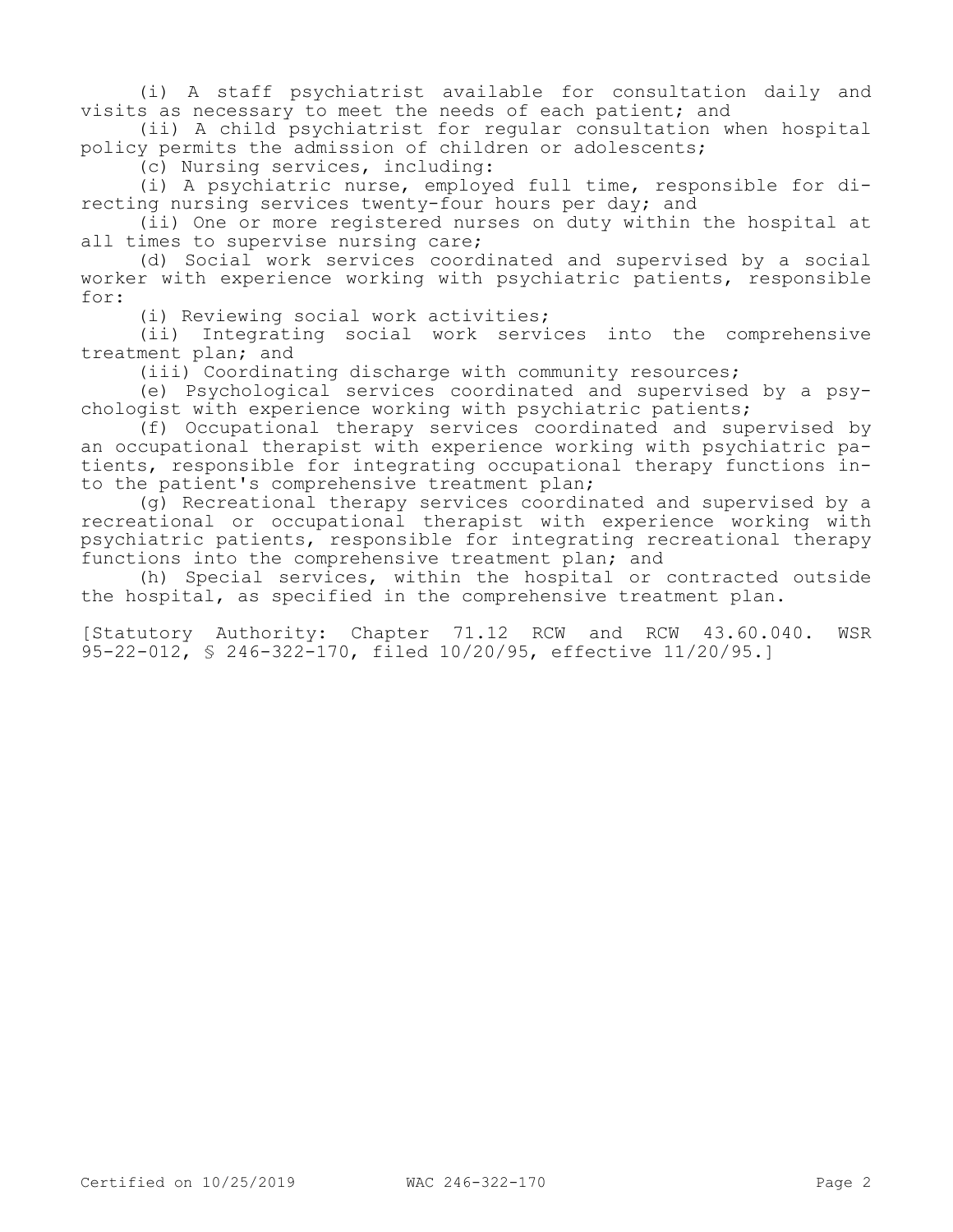(i) A staff psychiatrist available for consultation daily and visits as necessary to meet the needs of each patient; and

(ii) A child psychiatrist for regular consultation when hospital policy permits the admission of children or adolescents;

(c) Nursing services, including:

(i) A psychiatric nurse, employed full time, responsible for directing nursing services twenty-four hours per day; and

(ii) One or more registered nurses on duty within the hospital at all times to supervise nursing care;

(d) Social work services coordinated and supervised by a social worker with experience working with psychiatric patients, responsible for:

(i) Reviewing social work activities;

(ii) Integrating social work services into the comprehensive treatment plan; and

(iii) Coordinating discharge with community resources;

(e) Psychological services coordinated and supervised by a psychologist with experience working with psychiatric patients;

(f) Occupational therapy services coordinated and supervised by an occupational therapist with experience working with psychiatric patients, responsible for integrating occupational therapy functions into the patient's comprehensive treatment plan;

(g) Recreational therapy services coordinated and supervised by a recreational or occupational therapist with experience working with psychiatric patients, responsible for integrating recreational therapy functions into the comprehensive treatment plan; and

(h) Special services, within the hospital or contracted outside the hospital, as specified in the comprehensive treatment plan.

[Statutory Authority: Chapter 71.12 RCW and RCW 43.60.040. WSR 95-22-012, § 246-322-170, filed 10/20/95, effective 11/20/95.]